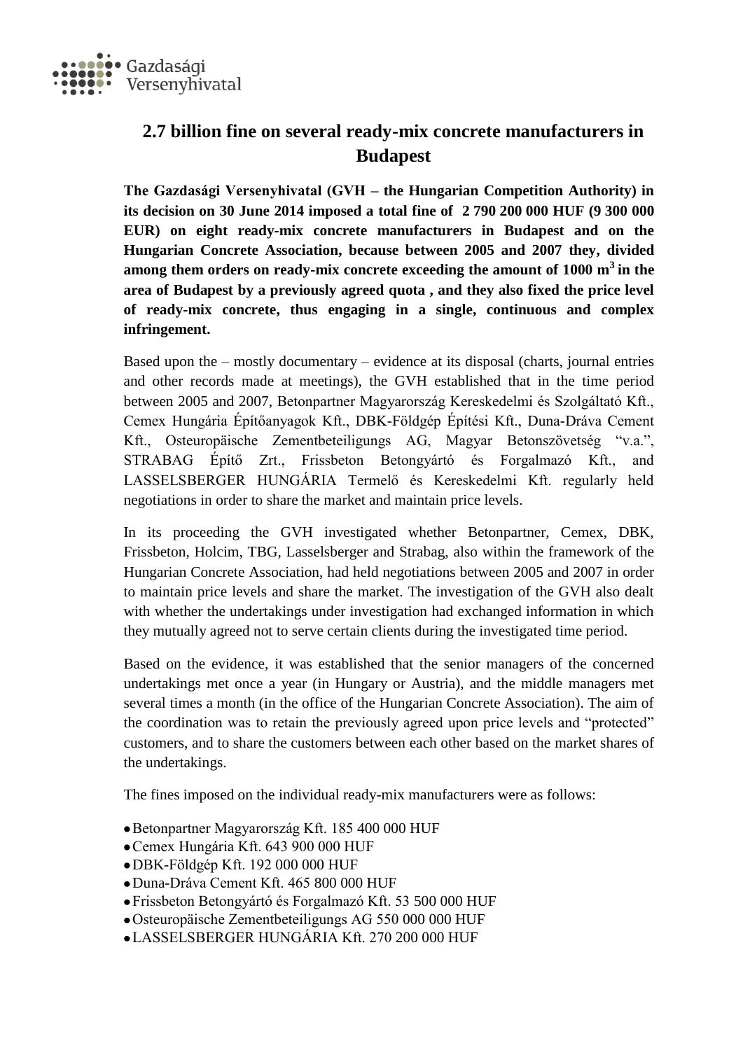Gazdasági Versenyhivatal

# 2.7 billion fine on several ready-mix concrete manufacturers in Budapest

**The Gazdasági Versenyhivatal (GVH – the Hungarian Competition Authority) in its decision on 30 June 2014 imposed a total fine of 2 790 200 000 HUF (9 300 000 EUR) on eight ready-mix concrete manufacturers in Budapest and on the Hungarian Concrete Association, because between 2005 and 2007 they, divided among them orders on ready-mix concrete exceeding the amount of 1000 m$^3$ in the area of Budapest by a previously agreed quota , and they also fixed the price level of ready-mix concrete, thus engaging in a single, continuous and complex infringement.**

Based upon the – mostly documentary – evidence at its disposal (charts, journal entries and other records made at meetings), the GVH established that in the time period between 2005 and 2007, Betonpartner Magyarország Kereskedelmi és Szolgáltató Kft., Cemex Hungária Építőanyagok Kft., DBK-Földgép Építési Kft., Duna-Dráva Cement Kft., Osteuropäische Zementbeteiligungs AG, Magyar Betonszövetség "v.a.", STRABAG Építő Zrt., Frissbeton Betongyártó és Forgalmazó Kft., and LASSELSBERGER HUNGÁRIA Termelő és Kereskedelmi Kft. regularly held negotiations in order to share the market and maintain price levels.

In its proceeding the GVH investigated whether Betonpartner, Cemex, DBK, Frissbeton, Holcim, TBG, Lasselsberger and Strabag, also within the framework of the Hungarian Concrete Association, had held negotiations between 2005 and 2007 in order to maintain price levels and share the market. The investigation of the GVH also dealt with whether the undertakings under investigation had exchanged information in which they mutually agreed not to serve certain clients during the investigated time period.

Based on the evidence, it was established that the senior managers of the concerned undertakings met once a year (in Hungary or Austria), and the middle managers met several times a month (in the office of the Hungarian Concrete Association). The aim of the coordination was to retain the previously agreed upon price levels and "protected" customers, and to share the customers between each other based on the market shares of the undertakings.

The fines imposed on the individual ready-mix manufacturers were as follows:

- Betonpartner Magyarország Kft. 185 400 000 HUF
- Cemex Hungária Kft. 643 900 000 HUF
- DBK-Földgép Kft. 192 000 000 HUF
- Duna-Dráva Cement Kft. 465 800 000 HUF
- Frissbeton Betongyártó és Forgalmazó Kft. 53 500 000 HUF
- Osteuropäische Zementbeteiligungs AG 550 000 000 HUF
- LASSELSBERGER HUNGÁRIA Kft. 270 200 000 HUF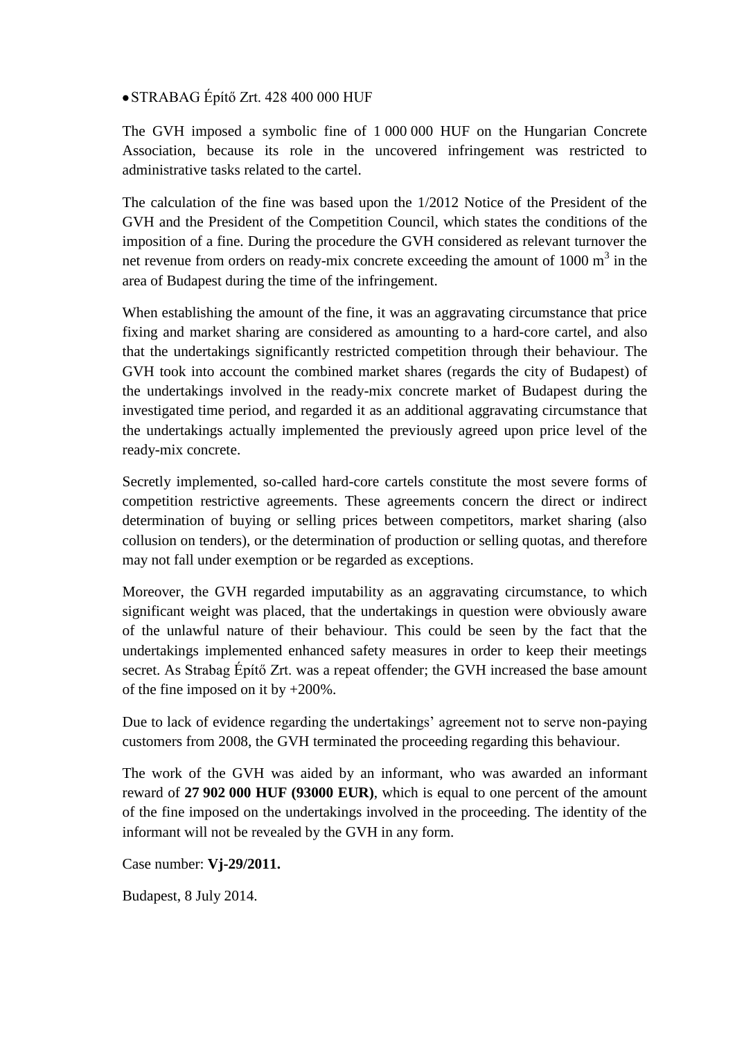- STRABAG Építő Zrt. 428 400 000 HUF

The GVH imposed a symbolic fine of 1 000 000 HUF on the Hungarian Concrete Association, because its role in the uncovered infringement was restricted to administrative tasks related to the cartel.

The calculation of the fine was based upon the 1/2012 Notice of the President of the GVH and the President of the Competition Council, which states the conditions of the imposition of a fine. During the procedure the GVH considered as relevant turnover the net revenue from orders on ready-mix concrete exceeding the amount of 1000 $m^3$ in the area of Budapest during the time of the infringement.

When establishing the amount of the fine, it was an aggravating circumstance that price fixing and market sharing are considered as amounting to a hard-core cartel, and also that the undertakings significantly restricted competition through their behaviour. The GVH took into account the combined market shares (regards the city of Budapest) of the undertakings involved in the ready-mix concrete market of Budapest during the investigated time period, and regarded it as an additional aggravating circumstance that the undertakings actually implemented the previously agreed upon price level of the ready-mix concrete.

Secretly implemented, so-called hard-core cartels constitute the most severe forms of competition restrictive agreements. These agreements concern the direct or indirect determination of buying or selling prices between competitors, market sharing (also collusion on tenders), or the determination of production or selling quotas, and therefore may not fall under exemption or be regarded as exceptions.

Moreover, the GVH regarded imputability as an aggravating circumstance, to which significant weight was placed, that the undertakings in question were obviously aware of the unlawful nature of their behaviour. This could be seen by the fact that the undertakings implemented enhanced safety measures in order to keep their meetings secret. As Strabag Építő Zrt. was a repeat offender; the GVH increased the base amount of the fine imposed on it by +200%.

Due to lack of evidence regarding the undertakings' agreement not to serve non-paying customers from 2008, the GVH terminated the proceeding regarding this behaviour.

The work of the GVH was aided by an informant, who was awarded an informant reward of **27 902 000 HUF (93000 EUR)**, which is equal to one percent of the amount of the fine imposed on the undertakings involved in the proceeding. The identity of the informant will not be revealed by the GVH in any form.

Case number: **Vj-29/2011.**

Budapest, 8 July 2014.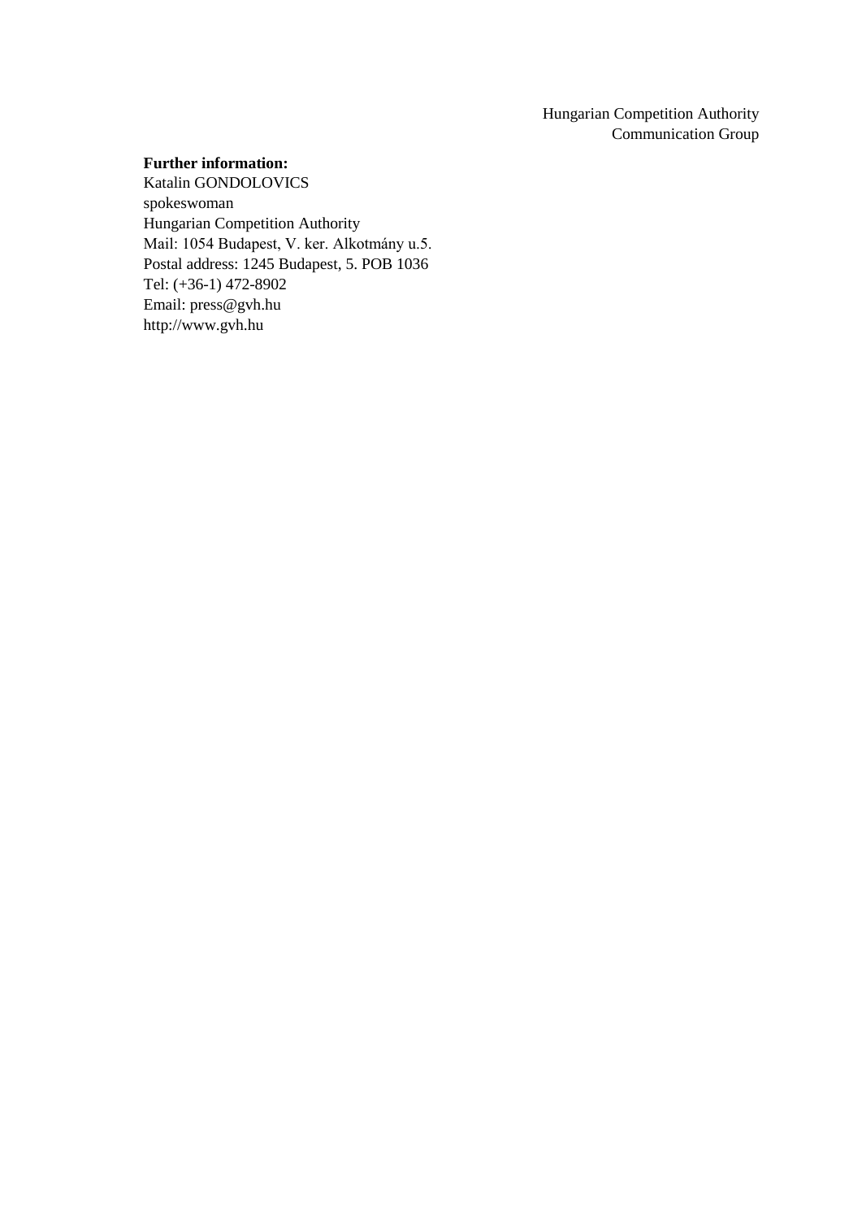Hungarian Competition Authority
Communication Group

**Further information:**
Katalin GONDOLOVICS
spokeswoman
Hungarian Competition Authority
Mail: 1054 Budapest, V. ker. Alkotmány u.5.
Postal address: 1245 Budapest, 5. POB 1036
Tel: (+36-1) 472-8902
Email: press@gvh.hu
http://www.gvh.hu